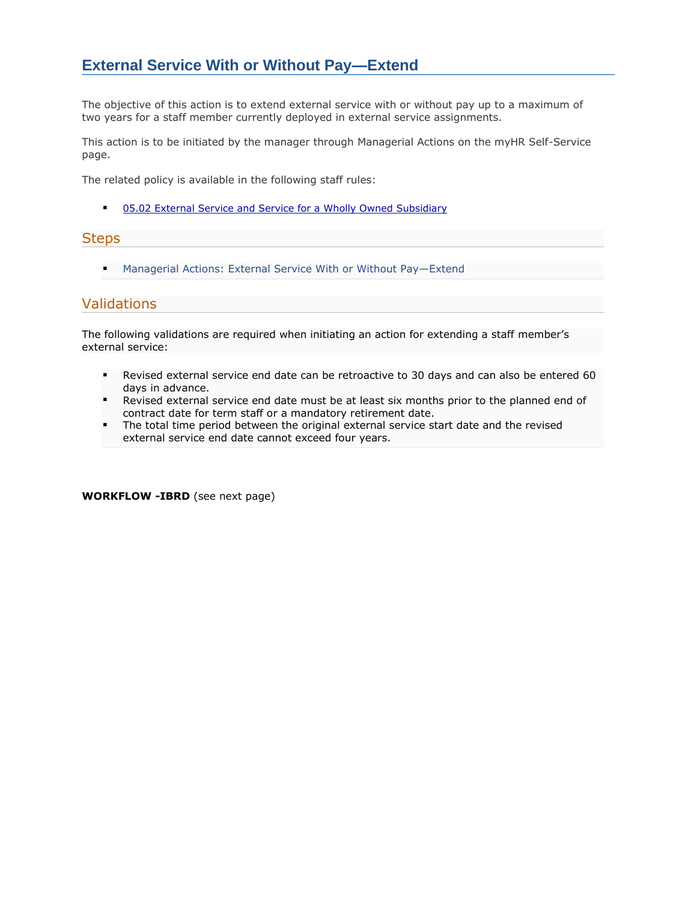# External Service With or Without Pay—Extend

The objective of this action is to extend external service with or without pay up to a maximum of two years for a staff member currently deployed in external service assignments.

This action is to be initiated by the manager through Managerial Actions on the myHR Self-Service page.

The related policy is available in the following staff rules:

- 05.02 External Service and Service for a Wholly Owned Subsidiary

## Steps

- Managerial Actions: External Service With or Without Pay—Extend

## Validations

The following validations are required when initiating an action for extending a staff member's external service:

- Revised external service end date can be retroactive to 30 days and can also be entered 60 days in advance.
- Revised external service end date must be at least six months prior to the planned end of contract date for term staff or a mandatory retirement date.
- The total time period between the original external service start date and the revised external service end date cannot exceed four years.

**WORKFLOW -IBRD** (see next page)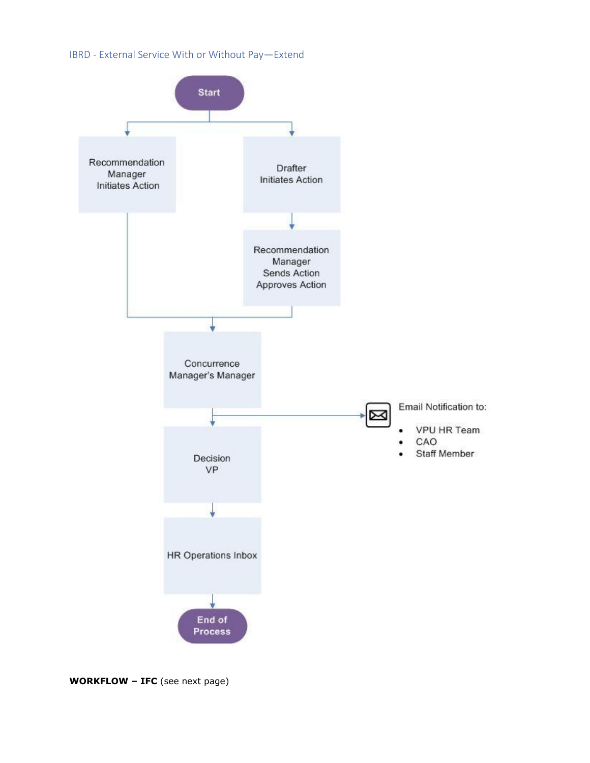## IBRD - External Service With or Without Pay—Extend

Start

- Recommendation Manager Initiates Action
- Drafter Initiates Action → Recommendation Manager Sends Action Approves Action

Concurrence Manager's Manager

Email Notification to:

- VPU HR Team
- CAO
- Staff Member

Decision VP

HR Operations Inbox

End of Process

**WORKFLOW – IFC** (see next page)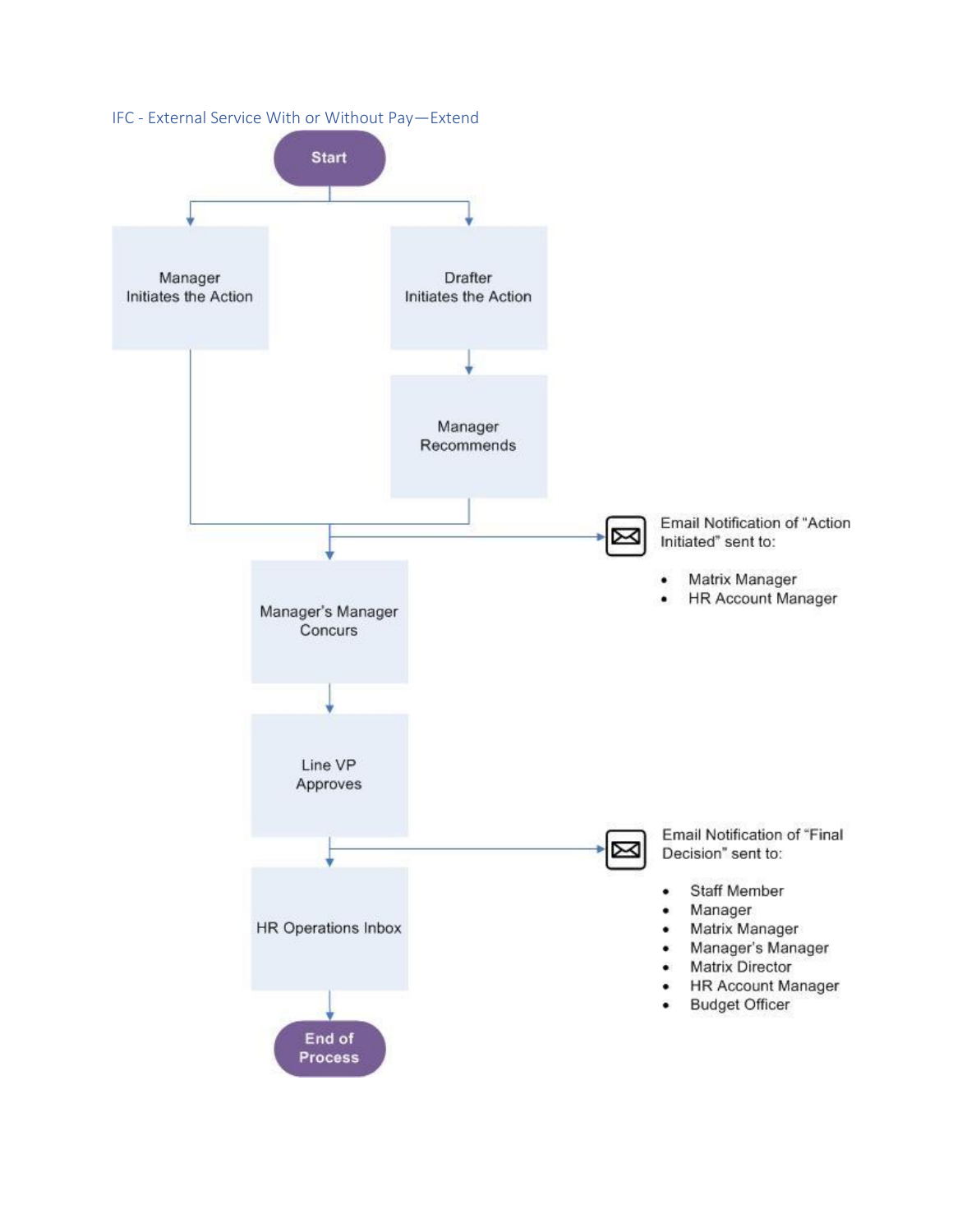IFC - External Service With or Without Pay—Extend

Start

Manager Initiates the Action

Drafter Initiates the Action

Manager Recommends

Email Notification of "Action Initiated" sent to:

- Matrix Manager
- HR Account Manager

Manager's Manager Concurs

Line VP Approves

Email Notification of "Final Decision" sent to:

- Staff Member
- Manager
- Matrix Manager
- Manager's Manager
- Matrix Director
- HR Account Manager
- Budget Officer

HR Operations Inbox

End of Process